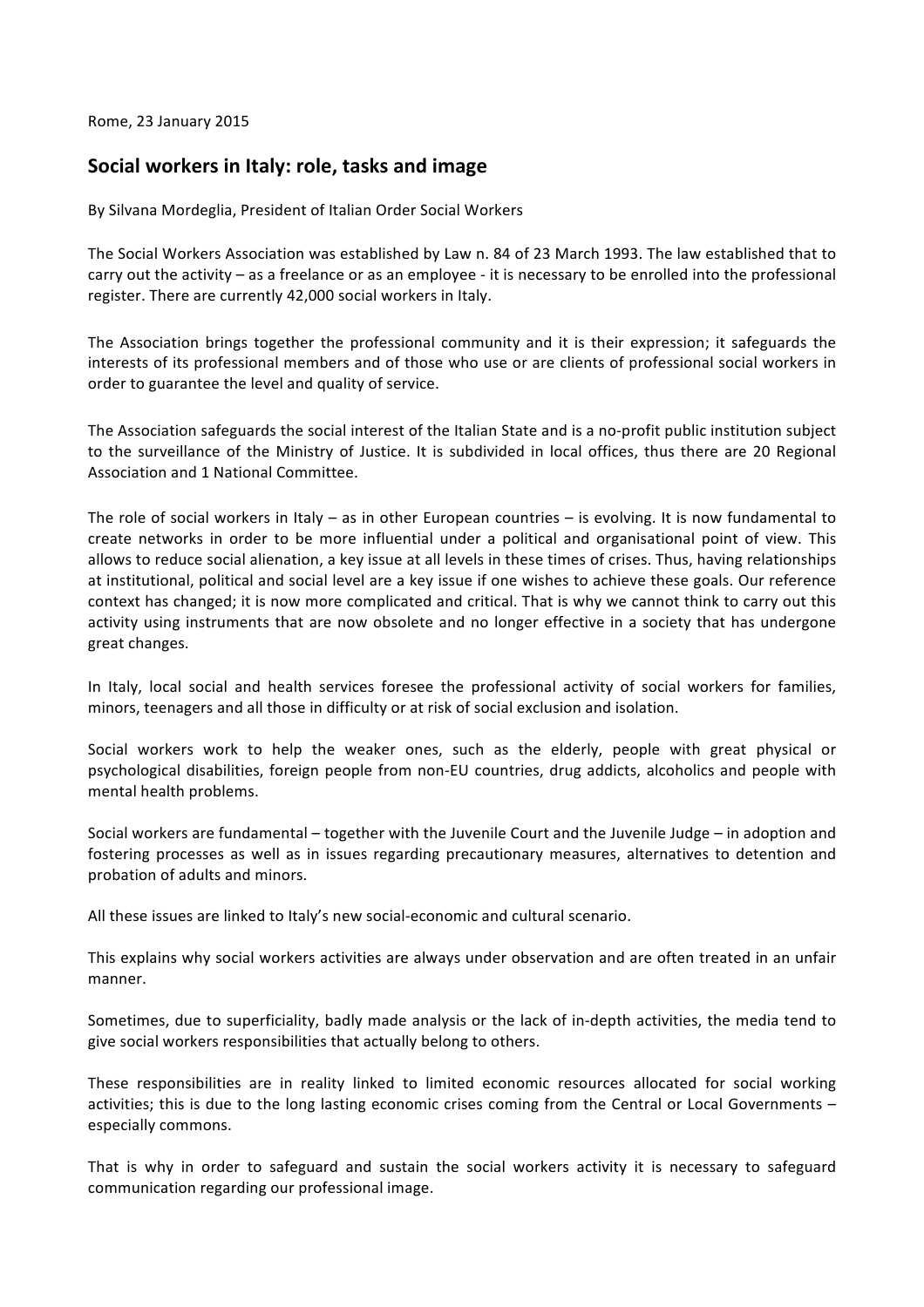Rome, 23 January 2015

## Social workers in Italy: role, tasks and image

By Silvana Mordeglia, President of Italian Order Social Workers

The Social Workers Association was established by Law n. 84 of 23 March 1993. The law established that to carry out the activity – as a freelance or as an employee - it is necessary to be enrolled into the professional register. There are currently 42,000 social workers in Italy.

The Association brings together the professional community and it is their expression; it safeguards the interests of its professional members and of those who use or are clients of professional social workers in order to guarantee the level and quality of service.

The Association safeguards the social interest of the Italian State and is a no-profit public institution subject to the surveillance of the Ministry of Justice. It is subdivided in local offices, thus there are 20 Regional Association and 1 National Committee.

The role of social workers in Italy – as in other European countries – is evolving. It is now fundamental to create networks in order to be more influential under a political and organisational point of view. This allows to reduce social alienation, a key issue at all levels in these times of crises. Thus, having relationships at institutional, political and social level are a key issue if one wishes to achieve these goals. Our reference context has changed; it is now more complicated and critical. That is why we cannot think to carry out this activity using instruments that are now obsolete and no longer effective in a society that has undergone great changes.

In Italy, local social and health services foresee the professional activity of social workers for families, minors, teenagers and all those in difficulty or at risk of social exclusion and isolation.

Social workers work to help the weaker ones, such as the elderly, people with great physical or psychological disabilities, foreign people from non-EU countries, drug addicts, alcoholics and people with mental health problems.

Social workers are fundamental – together with the Juvenile Court and the Juvenile Judge – in adoption and fostering processes as well as in issues regarding precautionary measures, alternatives to detention and probation of adults and minors.

All these issues are linked to Italy's new social-economic and cultural scenario.

This explains why social workers activities are always under observation and are often treated in an unfair manner.

Sometimes, due to superficiality, badly made analysis or the lack of in-depth activities, the media tend to give social workers responsibilities that actually belong to others.

These responsibilities are in reality linked to limited economic resources allocated for social working activities; this is due to the long lasting economic crises coming from the Central or Local Governments – especially commons.

That is why in order to safeguard and sustain the social workers activity it is necessary to safeguard communication regarding our professional image.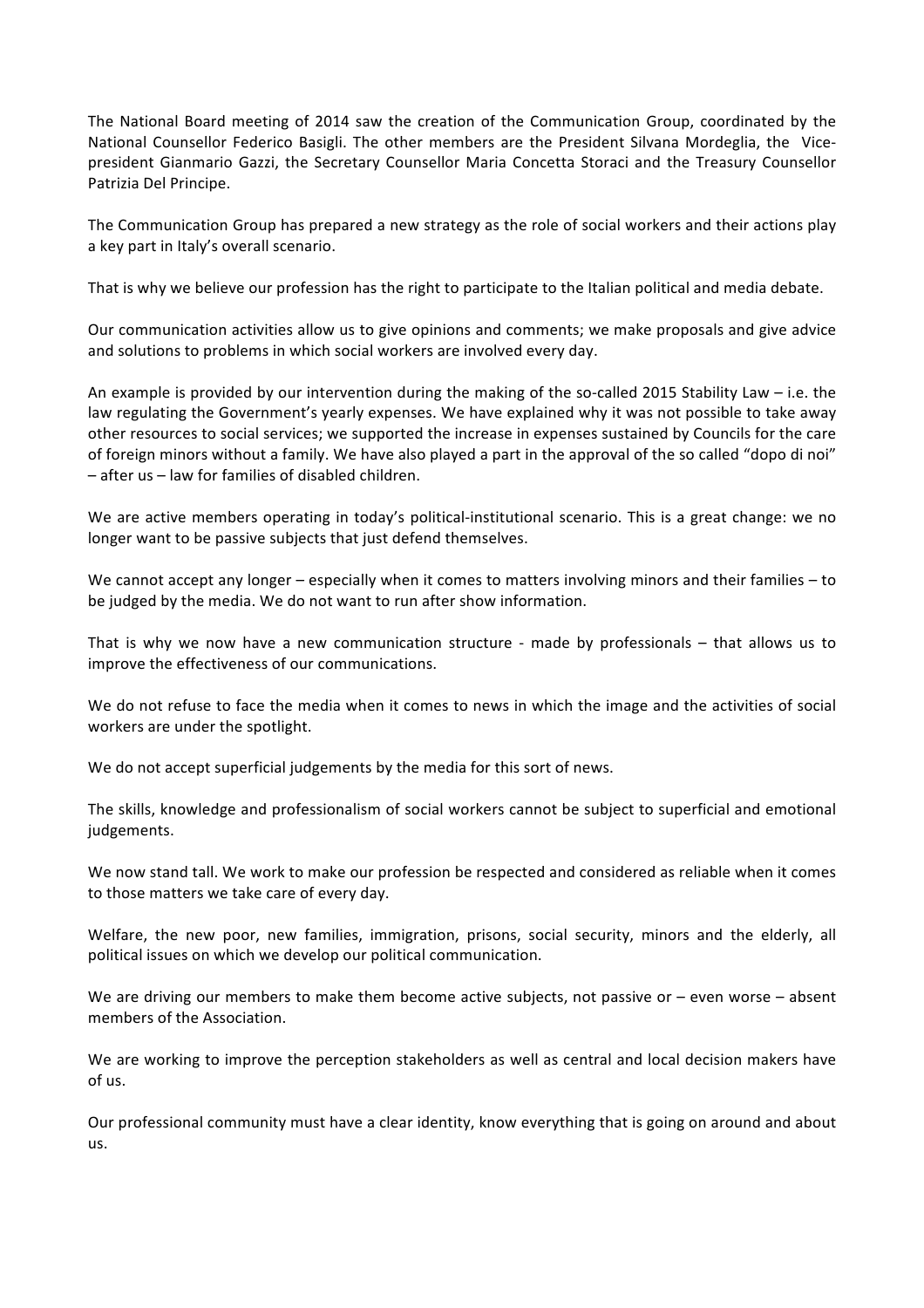The National Board meeting of 2014 saw the creation of the Communication Group, coordinated by the National Counsellor Federico Basigli. The other members are the President Silvana Mordeglia, the Vice-president Gianmario Gazzi, the Secretary Counsellor Maria Concetta Storaci and the Treasury Counsellor Patrizia Del Principe.

The Communication Group has prepared a new strategy as the role of social workers and their actions play a key part in Italy's overall scenario.

That is why we believe our profession has the right to participate to the Italian political and media debate.

Our communication activities allow us to give opinions and comments; we make proposals and give advice and solutions to problems in which social workers are involved every day.

An example is provided by our intervention during the making of the so-called 2015 Stability Law – i.e. the law regulating the Government's yearly expenses. We have explained why it was not possible to take away other resources to social services; we supported the increase in expenses sustained by Councils for the care of foreign minors without a family. We have also played a part in the approval of the so called "dopo di noi" – after us – law for families of disabled children.

We are active members operating in today's political-institutional scenario. This is a great change: we no longer want to be passive subjects that just defend themselves.

We cannot accept any longer – especially when it comes to matters involving minors and their families – to be judged by the media. We do not want to run after show information.

That is why we now have a new communication structure - made by professionals – that allows us to improve the effectiveness of our communications.

We do not refuse to face the media when it comes to news in which the image and the activities of social workers are under the spotlight.

We do not accept superficial judgements by the media for this sort of news.

The skills, knowledge and professionalism of social workers cannot be subject to superficial and emotional judgements.

We now stand tall. We work to make our profession be respected and considered as reliable when it comes to those matters we take care of every day.

Welfare, the new poor, new families, immigration, prisons, social security, minors and the elderly, all political issues on which we develop our political communication.

We are driving our members to make them become active subjects, not passive or – even worse – absent members of the Association.

We are working to improve the perception stakeholders as well as central and local decision makers have of us.

Our professional community must have a clear identity, know everything that is going on around and about us.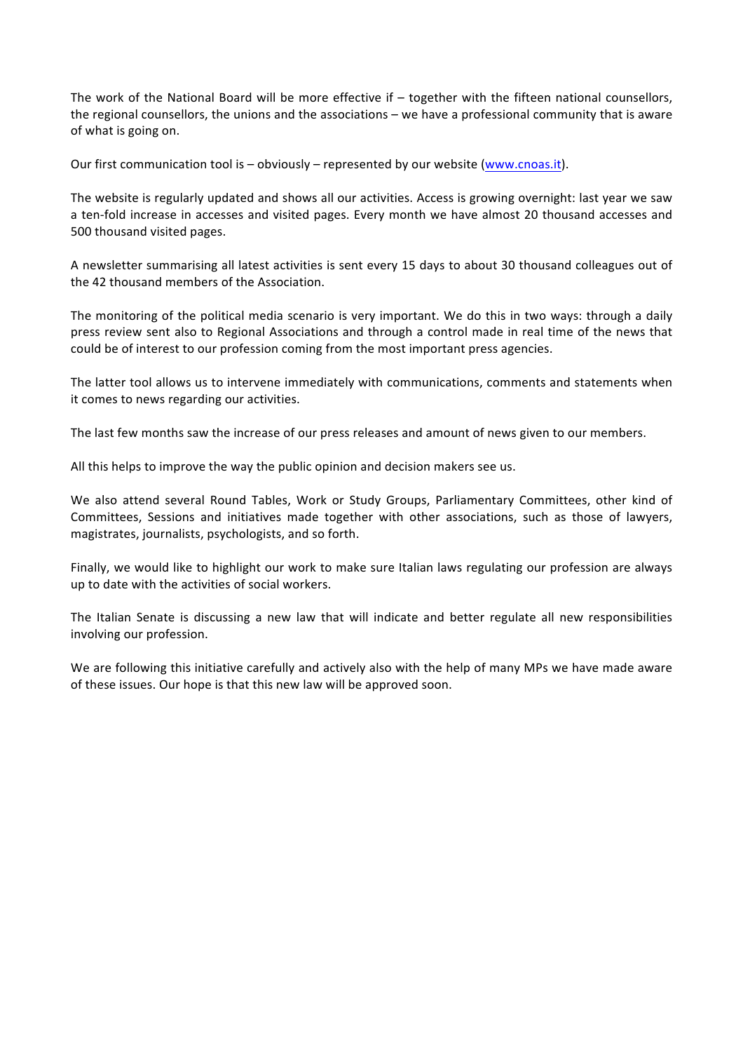The work of the National Board will be more effective if – together with the fifteen national counsellors, the regional counsellors, the unions and the associations – we have a professional community that is aware of what is going on.

Our first communication tool is – obviously – represented by our website ([www.cnoas.it](http://www.cnoas.it)).

The website is regularly updated and shows all our activities. Access is growing overnight: last year we saw a ten-fold increase in accesses and visited pages. Every month we have almost 20 thousand accesses and 500 thousand visited pages.

A newsletter summarising all latest activities is sent every 15 days to about 30 thousand colleagues out of the 42 thousand members of the Association.

The monitoring of the political media scenario is very important. We do this in two ways: through a daily press review sent also to Regional Associations and through a control made in real time of the news that could be of interest to our profession coming from the most important press agencies.

The latter tool allows us to intervene immediately with communications, comments and statements when it comes to news regarding our activities.

The last few months saw the increase of our press releases and amount of news given to our members.

All this helps to improve the way the public opinion and decision makers see us.

We also attend several Round Tables, Work or Study Groups, Parliamentary Committees, other kind of Committees, Sessions and initiatives made together with other associations, such as those of lawyers, magistrates, journalists, psychologists, and so forth.

Finally, we would like to highlight our work to make sure Italian laws regulating our profession are always up to date with the activities of social workers.

The Italian Senate is discussing a new law that will indicate and better regulate all new responsibilities involving our profession.

We are following this initiative carefully and actively also with the help of many MPs we have made aware of these issues. Our hope is that this new law will be approved soon.